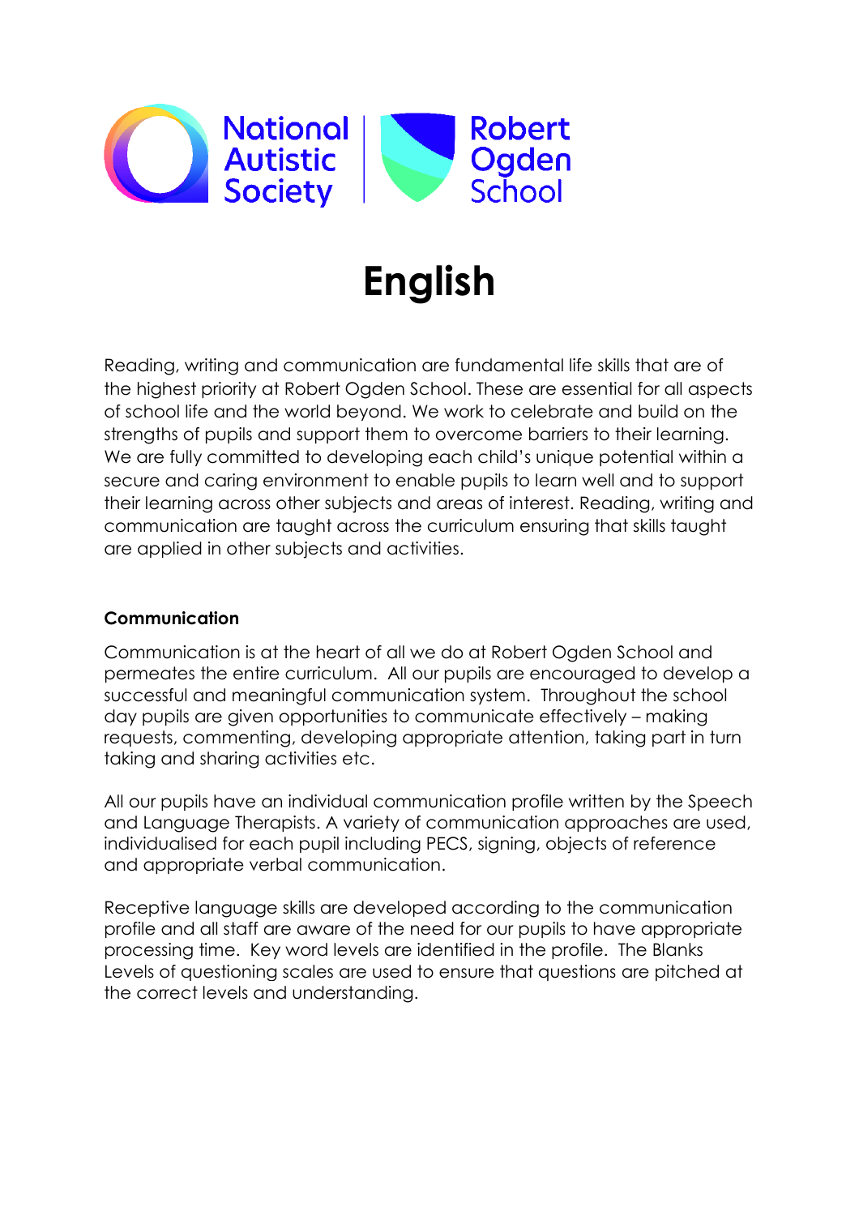# English

Reading, writing and communication are fundamental life skills that are of the highest priority at Robert Ogden School. These are essential for all aspects of school life and the world beyond. We work to celebrate and build on the strengths of pupils and support them to overcome barriers to their learning. We are fully committed to developing each child's unique potential within a secure and caring environment to enable pupils to learn well and to support their learning across other subjects and areas of interest. Reading, writing and communication are taught across the curriculum ensuring that skills taught are applied in other subjects and activities.

**Communication**

Communication is at the heart of all we do at Robert Ogden School and permeates the entire curriculum. All our pupils are encouraged to develop a successful and meaningful communication system. Throughout the school day pupils are given opportunities to communicate effectively – making requests, commenting, developing appropriate attention, taking part in turn taking and sharing activities etc.

All our pupils have an individual communication profile written by the Speech and Language Therapists. A variety of communication approaches are used, individualised for each pupil including PECS, signing, objects of reference and appropriate verbal communication.

Receptive language skills are developed according to the communication profile and all staff are aware of the need for our pupils to have appropriate processing time. Key word levels are identified in the profile. The Blanks Levels of questioning scales are used to ensure that questions are pitched at the correct levels and understanding.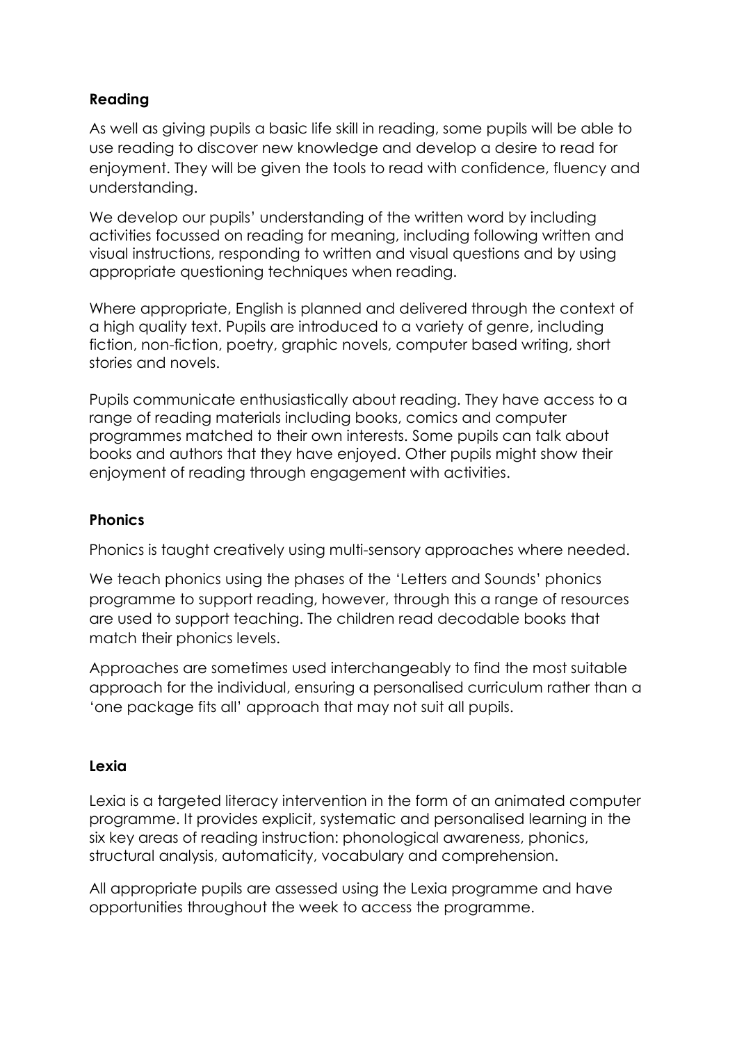**Reading**

As well as giving pupils a basic life skill in reading, some pupils will be able to use reading to discover new knowledge and develop a desire to read for enjoyment. They will be given the tools to read with confidence, fluency and understanding.

We develop our pupils' understanding of the written word by including activities focussed on reading for meaning, including following written and visual instructions, responding to written and visual questions and by using appropriate questioning techniques when reading.

Where appropriate, English is planned and delivered through the context of a high quality text. Pupils are introduced to a variety of genre, including fiction, non-fiction, poetry, graphic novels, computer based writing, short stories and novels.

Pupils communicate enthusiastically about reading. They have access to a range of reading materials including books, comics and computer programmes matched to their own interests. Some pupils can talk about books and authors that they have enjoyed. Other pupils might show their enjoyment of reading through engagement with activities.

**Phonics**

Phonics is taught creatively using multi-sensory approaches where needed.

We teach phonics using the phases of the 'Letters and Sounds' phonics programme to support reading, however, through this a range of resources are used to support teaching. The children read decodable books that match their phonics levels.

Approaches are sometimes used interchangeably to find the most suitable approach for the individual, ensuring a personalised curriculum rather than a 'one package fits all' approach that may not suit all pupils.

**Lexia**

Lexia is a targeted literacy intervention in the form of an animated computer programme. It provides explicit, systematic and personalised learning in the six key areas of reading instruction: phonological awareness, phonics, structural analysis, automaticity, vocabulary and comprehension.

All appropriate pupils are assessed using the Lexia programme and have opportunities throughout the week to access the programme.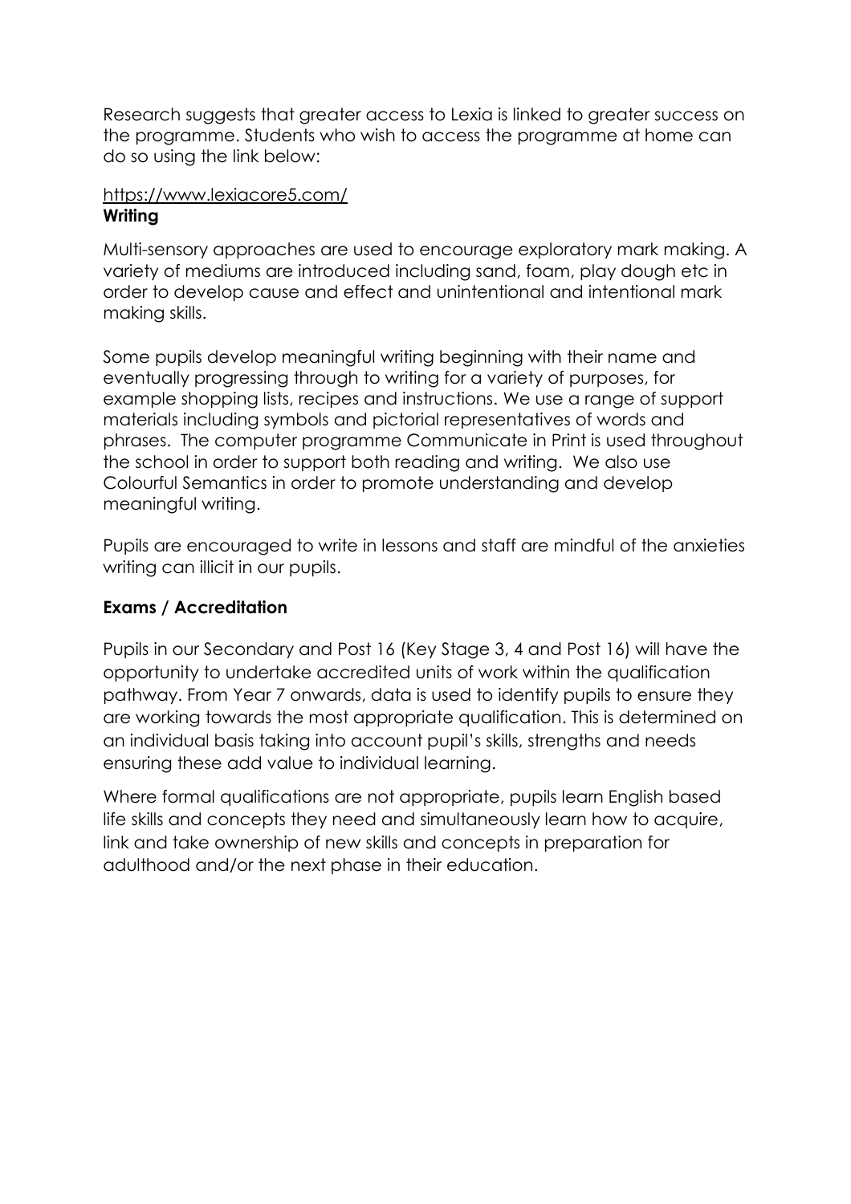Research suggests that greater access to Lexia is linked to greater success on the programme. Students who wish to access the programme at home can do so using the link below:

https://www.lexiacore5.com/

**Writing**

Multi-sensory approaches are used to encourage exploratory mark making. A variety of mediums are introduced including sand, foam, play dough etc in order to develop cause and effect and unintentional and intentional mark making skills.

Some pupils develop meaningful writing beginning with their name and eventually progressing through to writing for a variety of purposes, for example shopping lists, recipes and instructions. We use a range of support materials including symbols and pictorial representatives of words and phrases. The computer programme Communicate in Print is used throughout the school in order to support both reading and writing. We also use Colourful Semantics in order to promote understanding and develop meaningful writing.

Pupils are encouraged to write in lessons and staff are mindful of the anxieties writing can illicit in our pupils.

**Exams / Accreditation**

Pupils in our Secondary and Post 16 (Key Stage 3, 4 and Post 16) will have the opportunity to undertake accredited units of work within the qualification pathway. From Year 7 onwards, data is used to identify pupils to ensure they are working towards the most appropriate qualification. This is determined on an individual basis taking into account pupil's skills, strengths and needs ensuring these add value to individual learning.

Where formal qualifications are not appropriate, pupils learn English based life skills and concepts they need and simultaneously learn how to acquire, link and take ownership of new skills and concepts in preparation for adulthood and/or the next phase in their education.